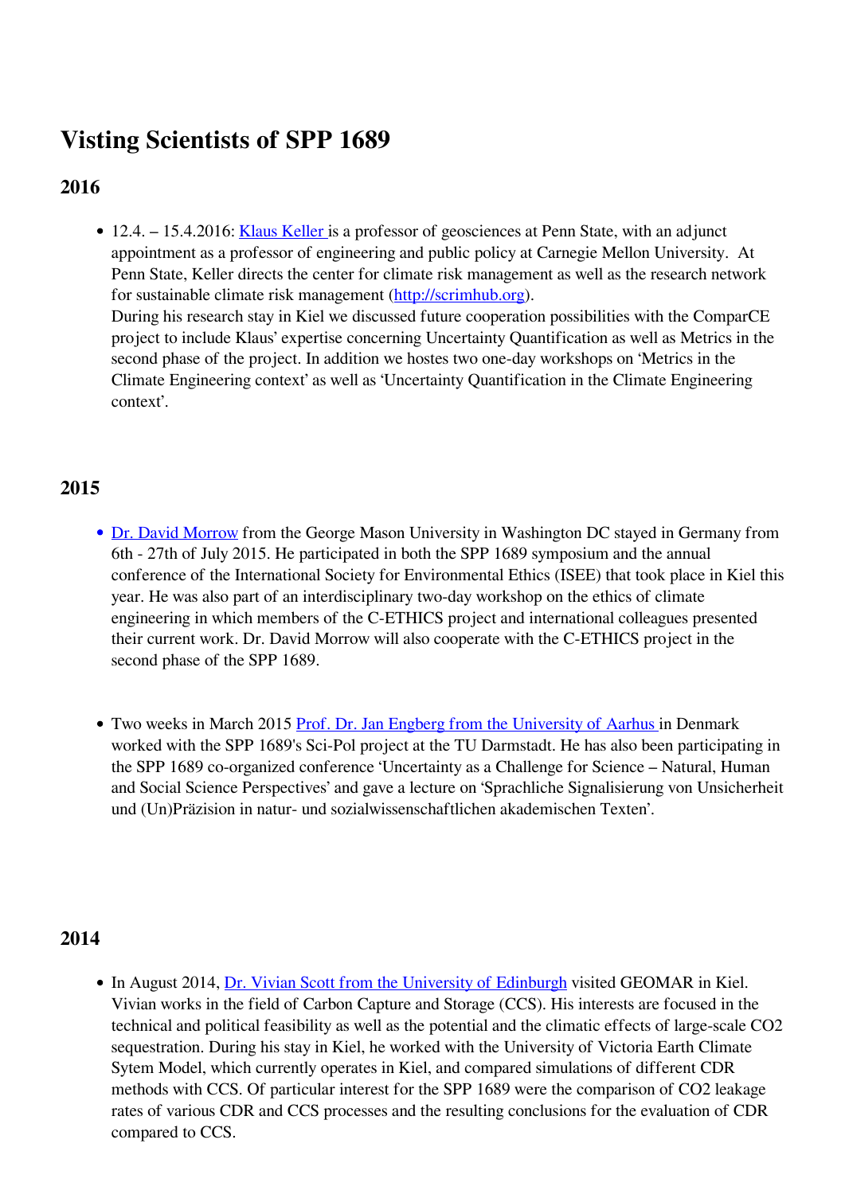# Visting Scientists of SPP 1689

## 2016

- 12.4. – 15.4.2016: Klaus Keller is a professor of geosciences at Penn State, with an adjunct appointment as a professor of engineering and public policy at Carnegie Mellon University. At Penn State, Keller directs the center for climate risk management as well as the research network for sustainable climate risk management (http://scrimhub.org).
  During his research stay in Kiel we discussed future cooperation possibilities with the ComparCE project to include Klaus' expertise concerning Uncertainty Quantification as well as Metrics in the second phase of the project. In addition we hostes two one-day workshops on 'Metrics in the Climate Engineering context' as well as 'Uncertainty Quantification in the Climate Engineering context'.

## 2015

- Dr. David Morrow from the George Mason University in Washington DC stayed in Germany from 6th - 27th of July 2015. He participated in both the SPP 1689 symposium and the annual conference of the International Society for Environmental Ethics (ISEE) that took place in Kiel this year. He was also part of an interdisciplinary two-day workshop on the ethics of climate engineering in which members of the C-ETHICS project and international colleagues presented their current work. Dr. David Morrow will also cooperate with the C-ETHICS project in the second phase of the SPP 1689.

- Two weeks in March 2015 Prof. Dr. Jan Engberg from the University of Aarhus in Denmark worked with the SPP 1689's Sci-Pol project at the TU Darmstadt. He has also been participating in the SPP 1689 co-organized conference 'Uncertainty as a Challenge for Science – Natural, Human and Social Science Perspectives' and gave a lecture on 'Sprachliche Signalisierung von Unsicherheit und (Un)Präzision in natur- und sozialwissenschaftlichen akademischen Texten'.

## 2014

- In August 2014, Dr. Vivian Scott from the University of Edinburgh visited GEOMAR in Kiel. Vivian works in the field of Carbon Capture and Storage (CCS). His interests are focused in the technical and political feasibility as well as the potential and the climatic effects of large-scale $CO_2$ sequestration. During his stay in Kiel, he worked with the University of Victoria Earth Climate Sytem Model, which currently operates in Kiel, and compared simulations of different CDR methods with CCS. Of particular interest for the SPP 1689 were the comparison of $CO_2$ leakage rates of various CDR and CCS processes and the resulting conclusions for the evaluation of CDR compared to CCS.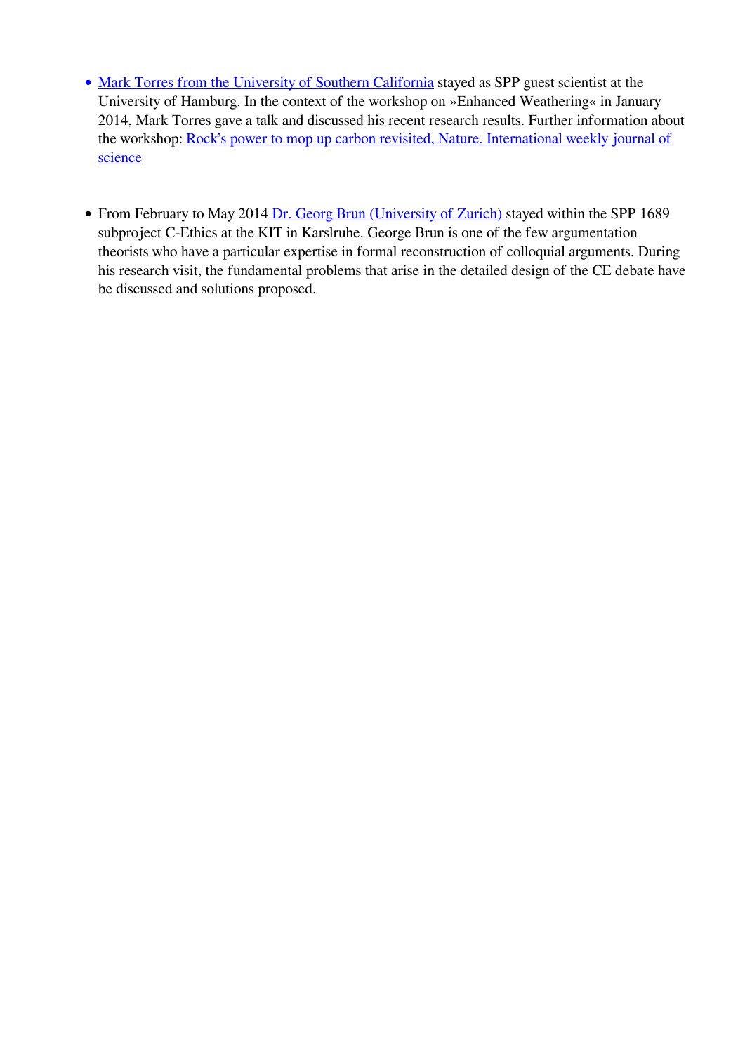- Mark Torres from the University of Southern California stayed as SPP guest scientist at the University of Hamburg. In the context of the workshop on »Enhanced Weathering« in January 2014, Mark Torres gave a talk and discussed his recent research results. Further information about the workshop: Rock's power to mop up carbon revisited, Nature. International weekly journal of science

- From February to May 2014 Dr. Georg Brun (University of Zurich) stayed within the SPP 1689 subproject C-Ethics at the KIT in Karslruhe. George Brun is one of the few argumentation theorists who have a particular expertise in formal reconstruction of colloquial arguments. During his research visit, the fundamental problems that arise in the detailed design of the CE debate have be discussed and solutions proposed.